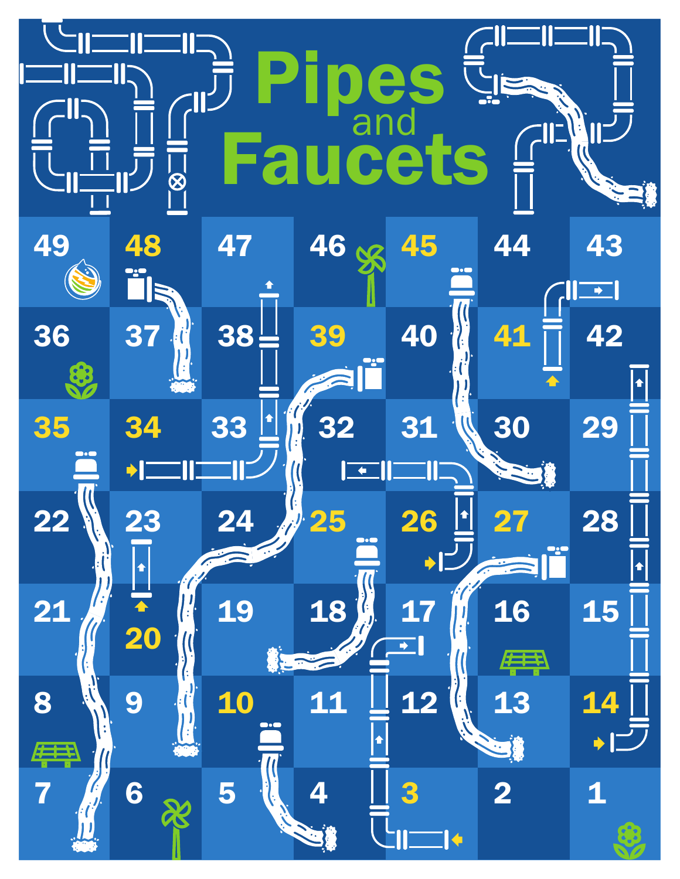# Pipes and Faucets

| | | | | | | |
|---|---|---|---|---|---|---|
| 49 | 48 | 47 | 46 | 45 | 44 | 43 |
| 36 | 37 | 38 | 39 | 40 | 41 | 42 |
| 35 | 34 | 33 | 32 | 31 | 30 | 29 |
| 22 | 23 | 24 | 25 | 26 | 27 | 28 |
| 21 | 20 | 19 | 18 | 17 | 16 | 15 |
| 8 | 9 | 10 | 11 | 12 | 13 | 14 |
| 7 | 6 | 5 | 4 | 3 | 2 | 1 |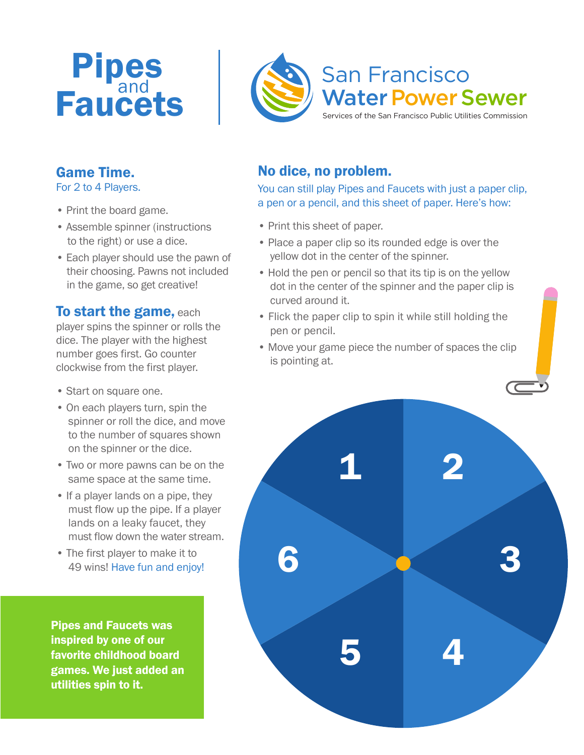# Pipes and Faucets

San Francisco Water Power Sewer

Services of the San Francisco Public Utilities Commission

## Game Time.

For 2 to 4 Players.

- Print the board game.
- Assemble spinner (instructions to the right) or use a dice.
- Each player should use the pawn of their choosing. Pawns not included in the game, so get creative!

**To start the game,** each player spins the spinner or rolls the dice. The player with the highest number goes first. Go counter clockwise from the first player.

- Start on square one.
- On each players turn, spin the spinner or roll the dice, and move to the number of squares shown on the spinner or the dice.
- Two or more pawns can be on the same space at the same time.
- If a player lands on a pipe, they must flow up the pipe. If a player lands on a leaky faucet, they must flow down the water stream.
- The first player to make it to 49 wins! Have fun and enjoy!

**Pipes and Faucets was inspired by one of our favorite childhood board games. We just added an utilities spin to it.**

## No dice, no problem.

You can still play Pipes and Faucets with just a paper clip, a pen or a pencil, and this sheet of paper. Here's how:

- Print this sheet of paper.
- Place a paper clip so its rounded edge is over the yellow dot in the center of the spinner.
- Hold the pen or pencil so that its tip is on the yellow dot in the center of the spinner and the paper clip is curved around it.
- Flick the paper clip to spin it while still holding the pen or pencil.
- Move your game piece the number of spaces the clip is pointing at.

1 2 3 4 5 6